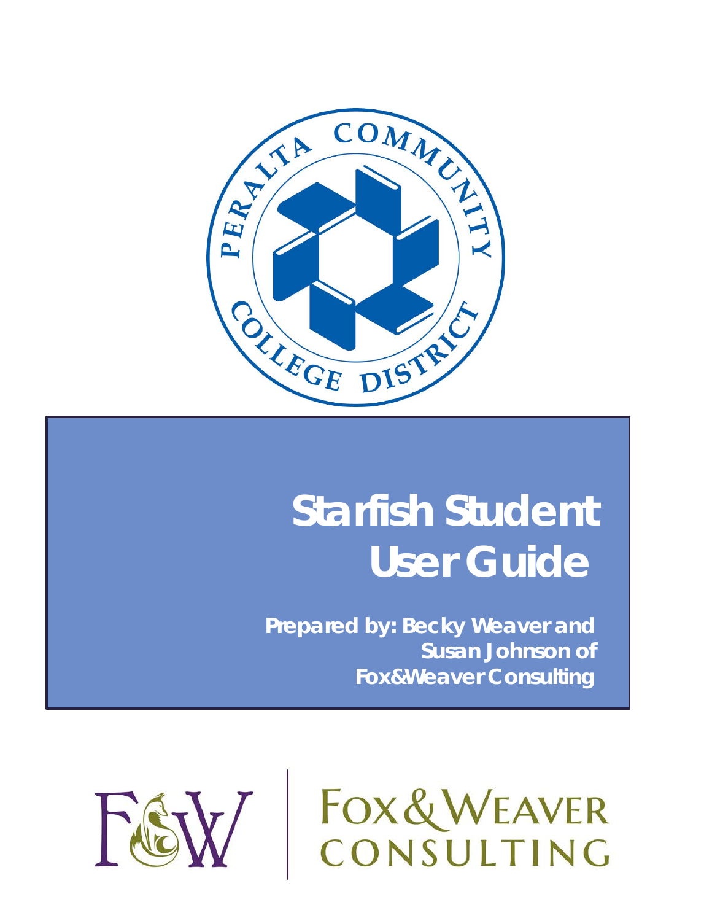# Starfish Student User Guide

**Prepared by: Becky Weaver and Susan Johnson of Fox&Weaver Consulting**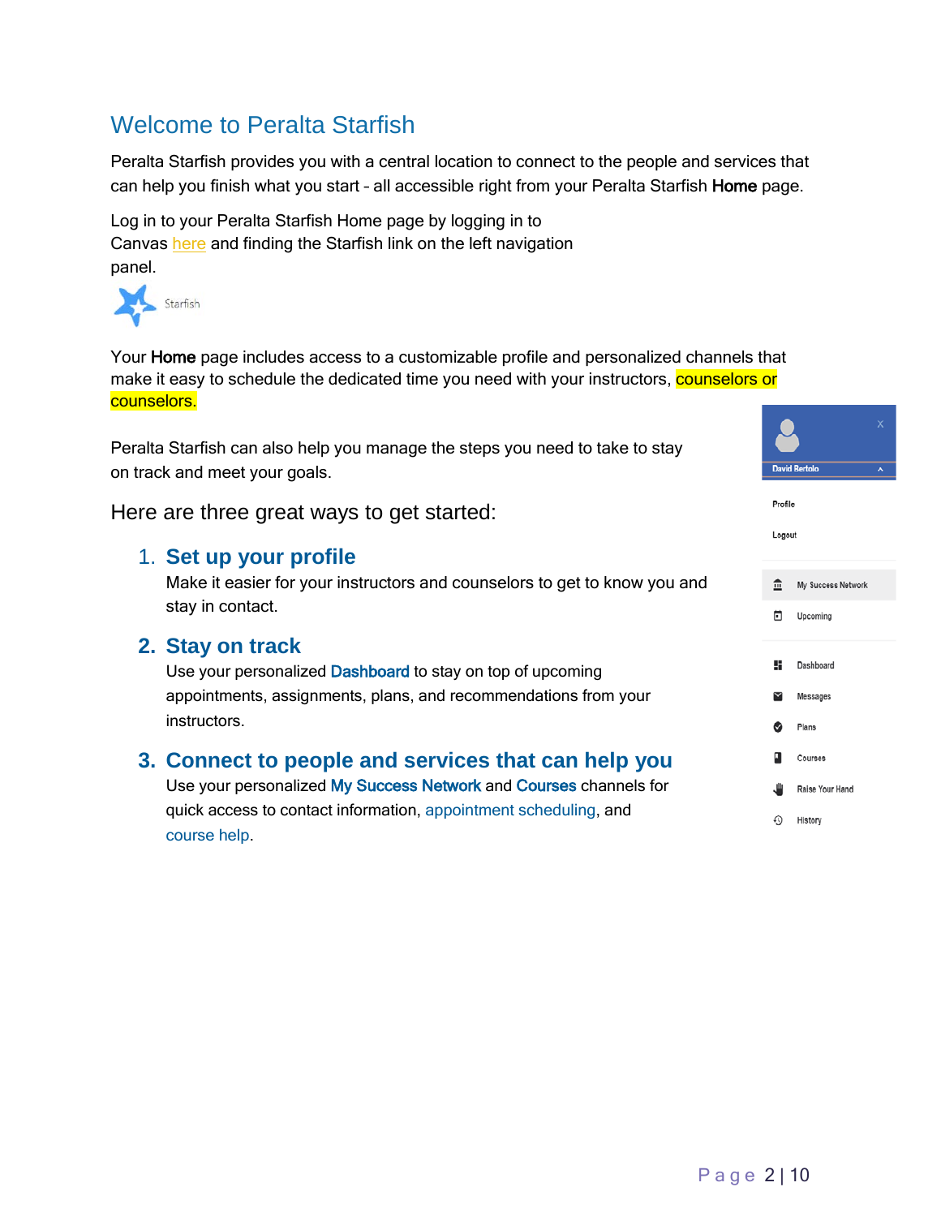# Welcome to Peralta Starfish

Peralta Starfish provides you with a central location to connect to the people and services that can help you finish what you start – all accessible right from your Peralta Starfish **Home** page.

Log in to your Peralta Starfish Home page by logging in to Canvas here and finding the Starfish link on the left navigation panel.

Starfish

Your **Home** page includes access to a customizable profile and personalized channels that make it easy to schedule the dedicated time you need with your instructors, counselors or counselors.

Peralta Starfish can also help you manage the steps you need to take to stay on track and meet your goals.

Here are three great ways to get started:

1. **Set up your profile**
   Make it easier for your instructors and counselors to get to know you and stay in contact.

2. **Stay on track**
   Use your personalized **Dashboard** to stay on top of upcoming appointments, assignments, plans, and recommendations from your instructors.

3. **Connect to people and services that can help you**
   Use your personalized **My Success Network** and **Courses** channels for quick access to contact information, appointment scheduling, and course help.

David Bertolo

Profile
Logout

My Success Network
Upcoming

Dashboard
Messages
Plans
Courses
Raise Your Hand
History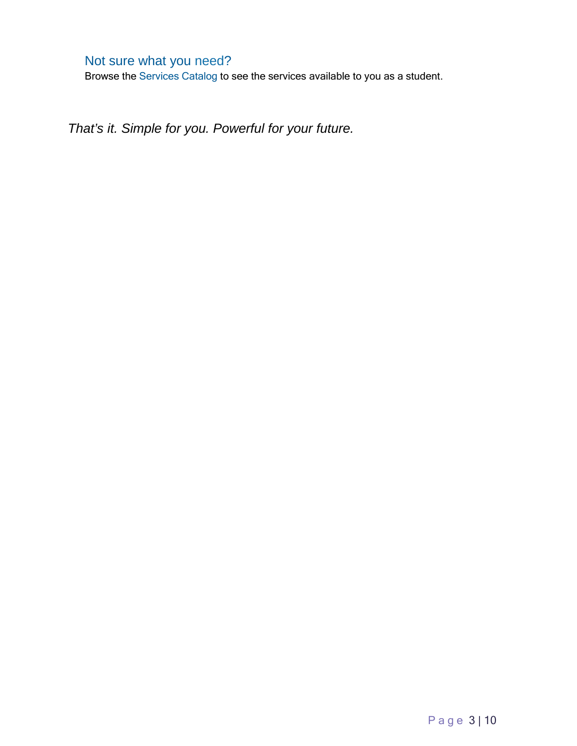### Not sure what you need?

Browse the Services Catalog to see the services available to you as a student.

*That's it. Simple for you. Powerful for your future.*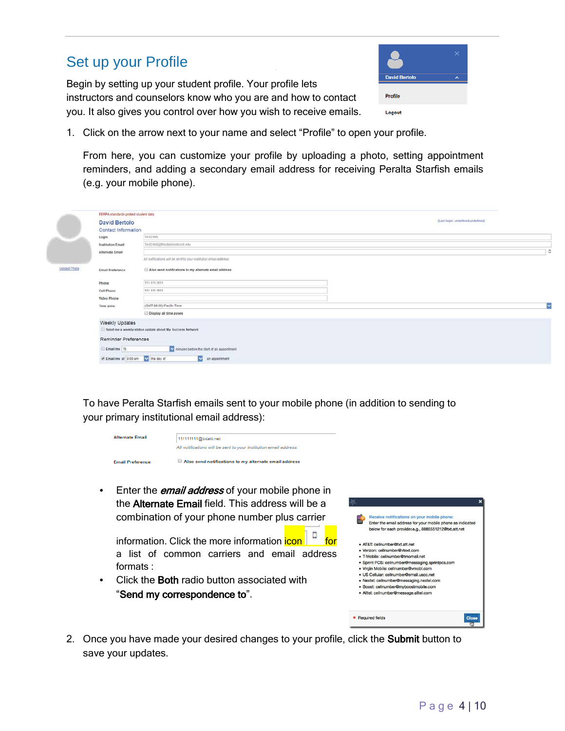## Set up your Profile

Begin by setting up your student profile. Your profile lets instructors and counselors know who you are and how to contact you. It also gives you control over how you wish to receive emails.

1. Click on the arrow next to your name and select "Profile" to open your profile.

   From here, you can customize your profile by uploading a photo, setting appointment reminders, and adding a secondary email address for receiving Peralta Starfish emails (e.g. your mobile phone).

   To have Peralta Starfish emails sent to your mobile phone (in addition to sending to your primary institutional email address):

   - Enter the ***email address*** of your mobile phone in the **Alternate Email** field. This address will be a combination of your phone number plus carrier information. Click the more information icon for a list of common carriers and email address formats :
   - Click the **Both** radio button associated with "**Send my correspondence to**".

2. Once you have made your desired changes to your profile, click the **Submit** button to save your updates.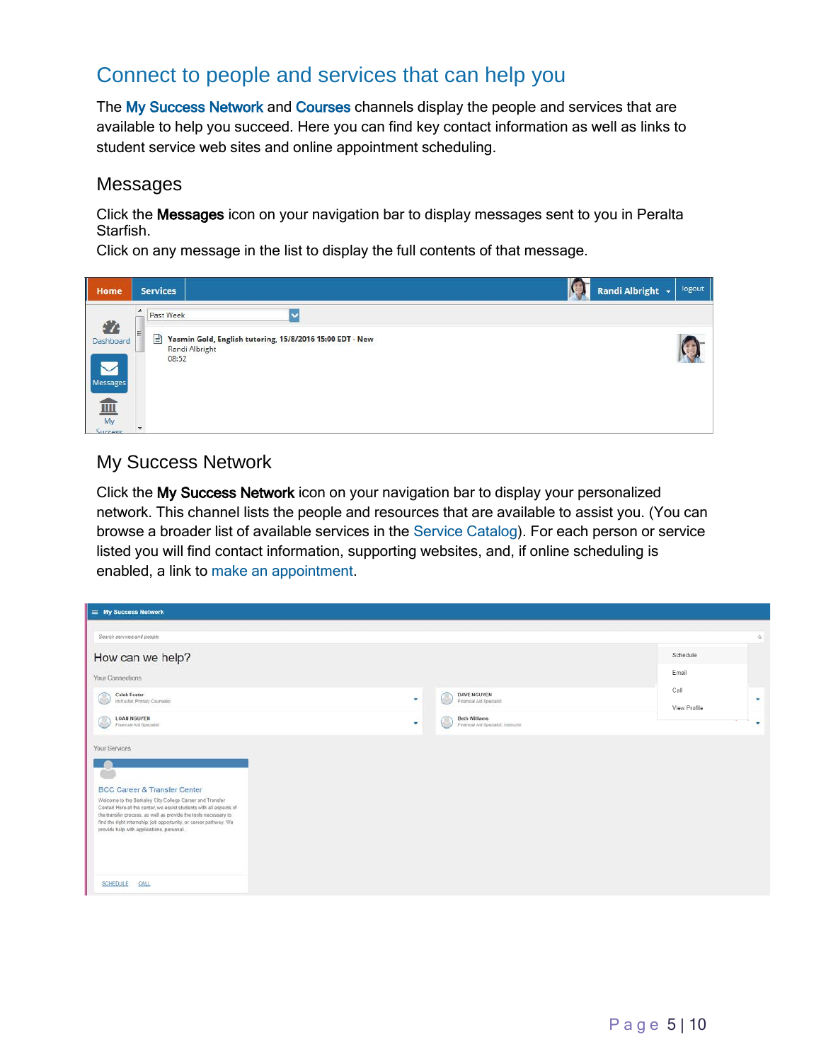## Connect to people and services that can help you

The **My Success Network** and **Courses** channels display the people and services that are available to help you succeed. Here you can find key contact information as well as links to student service web sites and online appointment scheduling.

### Messages

Click the **Messages** icon on your navigation bar to display messages sent to you in Peralta Starfish.
Click on any message in the list to display the full contents of that message.

### My Success Network

Click the **My Success Network** icon on your navigation bar to display your personalized network. This channel lists the people and resources that are available to assist you. (You can browse a broader list of available services in the Service Catalog). For each person or service listed you will find contact information, supporting websites, and, if online scheduling is enabled, a link to make an appointment.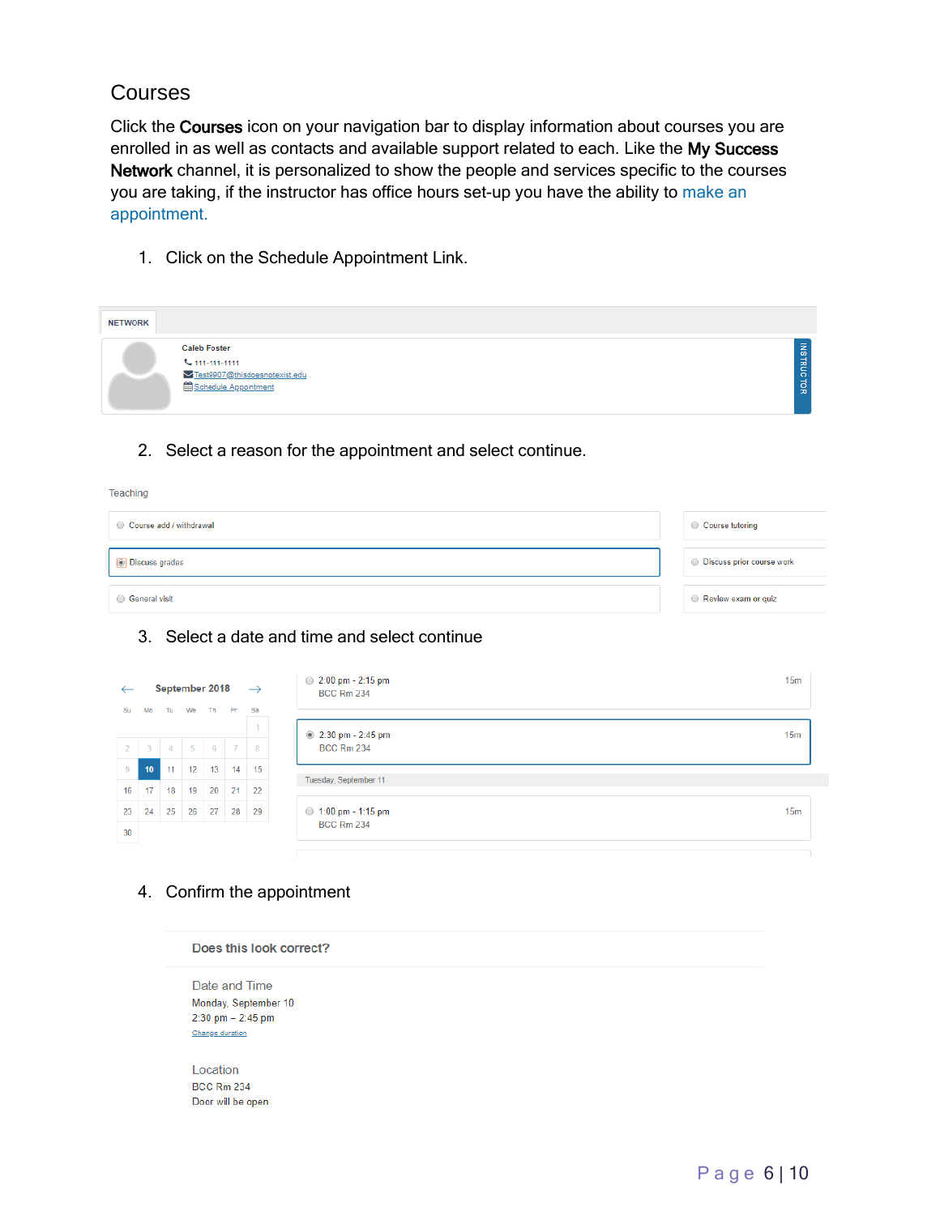## Courses

Click the **Courses** icon on your navigation bar to display information about courses you are enrolled in as well as contacts and available support related to each. Like the **My Success Network** channel, it is personalized to show the people and services specific to the courses you are taking, if the instructor has office hours set-up you have the ability to make an appointment.

1. Click on the Schedule Appointment Link.

NETWORK

Caleb Foster
111-111-1111
Test9907@thisdoesnotexist.edu
Schedule Appointment

INSTRUCTOR

2. Select a reason for the appointment and select continue.

Teaching

- Course add / withdrawal
- Course tutoring
- Discuss grades
- Discuss prior course work
- General visit
- Review exam or quiz

3. Select a date and time and select continue

September 2018

| Su | Mo | Tu | We | Th | Fr | Sa |
|---|---|---|---|---|---|---|
| | | | | | | 1 |
| 2 | 3 | 4 | 5 | 6 | 7 | 8 |
| 9 | 10 | 11 | 12 | 13 | 14 | 15 |
| 16 | 17 | 18 | 19 | 20 | 21 | 22 |
| 23 | 24 | 25 | 26 | 27 | 28 | 29 |
| 30 | | | | | | |

- 2:00 pm - 2:15 pm, BCC Rm 234 — 15m
- 2:30 pm - 2:45 pm, BCC Rm 234 — 15m

Tuesday, September 11

- 1:00 pm - 1:15 pm, BCC Rm 234 — 15m

4. Confirm the appointment

Does this look correct?

Date and Time
Monday, September 10
2:30 pm – 2:45 pm
Change duration

Location
BCC Rm 234
Door will be open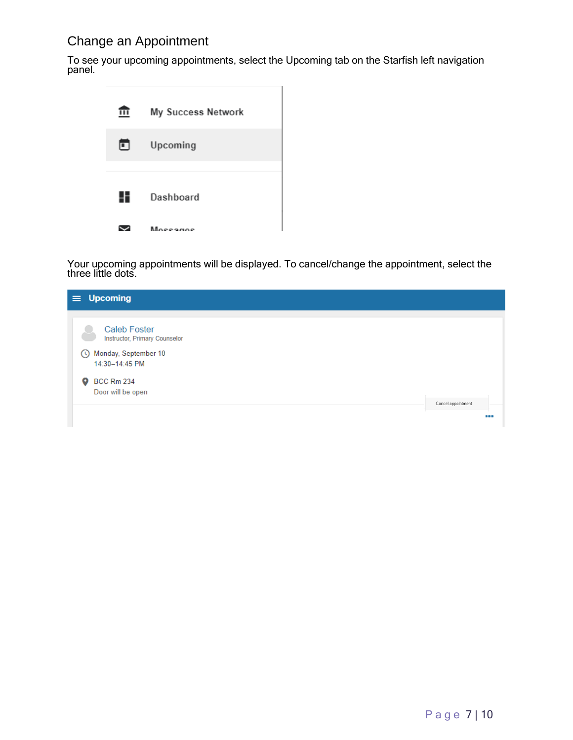## Change an Appointment

To see your upcoming appointments, select the Upcoming tab on the Starfish left navigation panel.

My Success Network

Upcoming

Dashboard

Messages

Your upcoming appointments will be displayed. To cancel/change the appointment, select the three little dots.

Upcoming

Caleb Foster
Instructor, Primary Counselor

Monday, September 10
14:30–14:45 PM

BCC Rm 234
Door will be open

Cancel appointment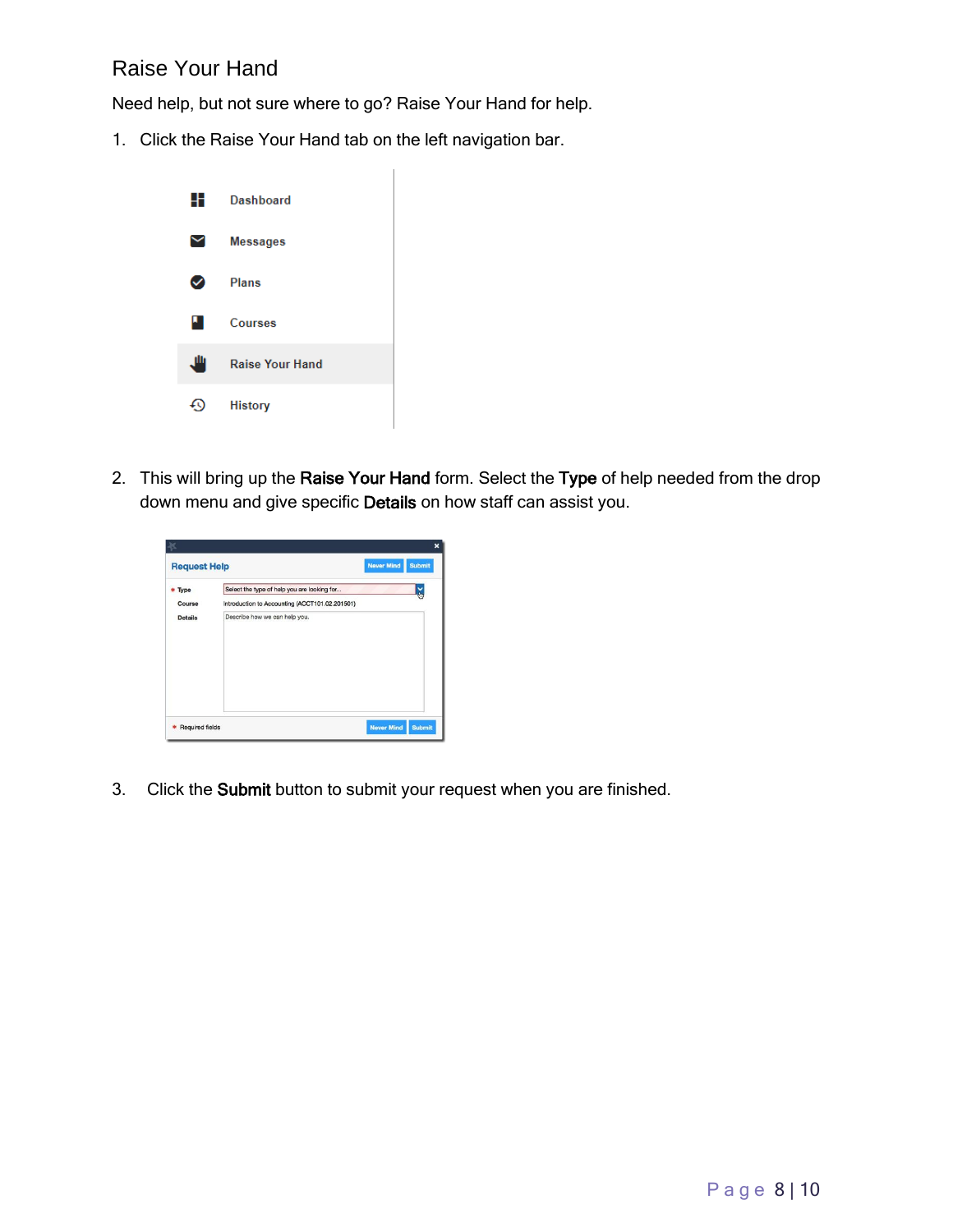## Raise Your Hand

Need help, but not sure where to go? Raise Your Hand for help.

1. Click the Raise Your Hand tab on the left navigation bar.

2. This will bring up the **Raise Your Hand** form. Select the **Type** of help needed from the drop down menu and give specific **Details** on how staff can assist you.

3. Click the **Submit** button to submit your request when you are finished.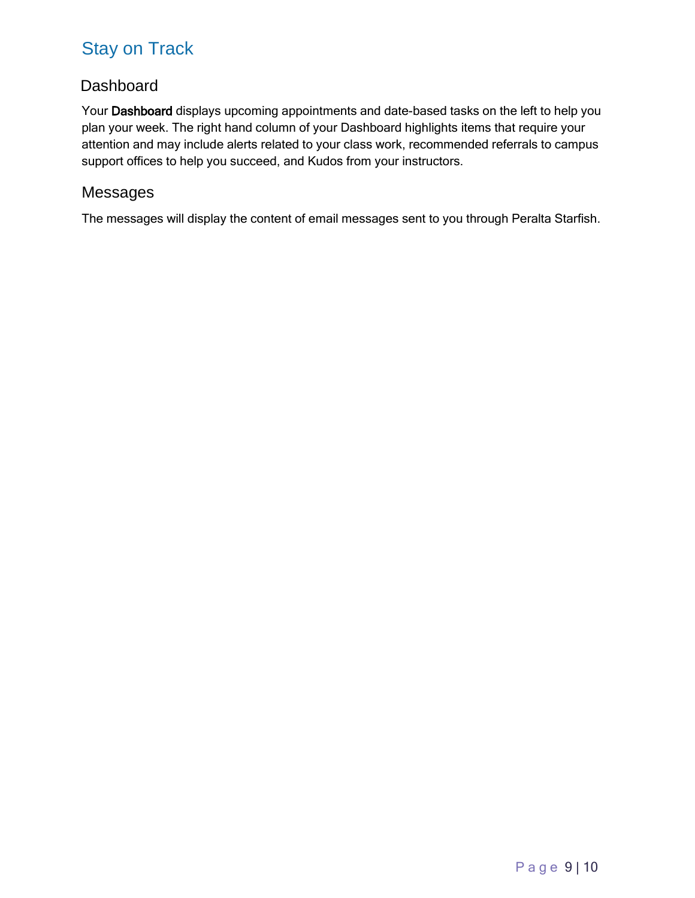# Stay on Track

## Dashboard

Your **Dashboard** displays upcoming appointments and date-based tasks on the left to help you plan your week. The right hand column of your Dashboard highlights items that require your attention and may include alerts related to your class work, recommended referrals to campus support offices to help you succeed, and Kudos from your instructors.

## Messages

The messages will display the content of email messages sent to you through Peralta Starfish.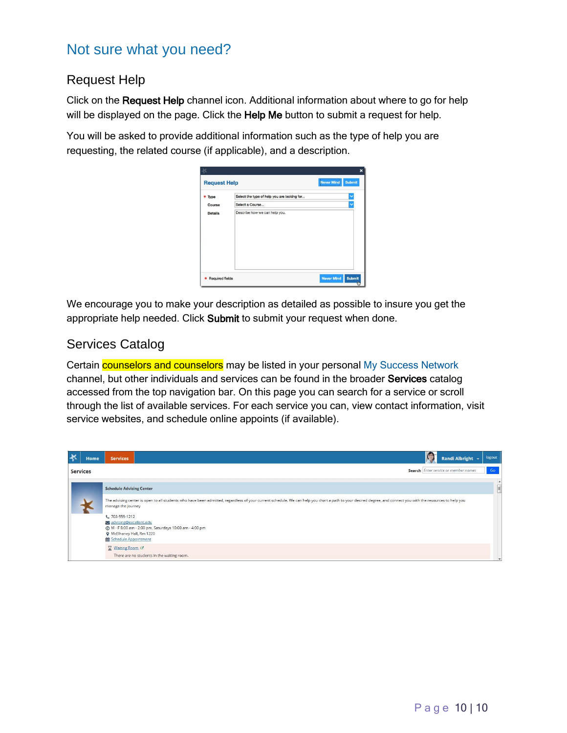## Not sure what you need?

### Request Help

Click on the **Request Help** channel icon. Additional information about where to go for help will be displayed on the page. Click the **Help Me** button to submit a request for help.

You will be asked to provide additional information such as the type of help you are requesting, the related course (if applicable), and a description.

We encourage you to make your description as detailed as possible to insure you get the appropriate help needed. Click **Submit** to submit your request when done.

### Services Catalog

Certain counselors and counselors may be listed in your personal My Success Network channel, but other individuals and services can be found in the broader **Services** catalog accessed from the top navigation bar. On this page you can search for a service or scroll through the list of available services. For each service you can, view contact information, visit service websites, and schedule online appoints (if available).